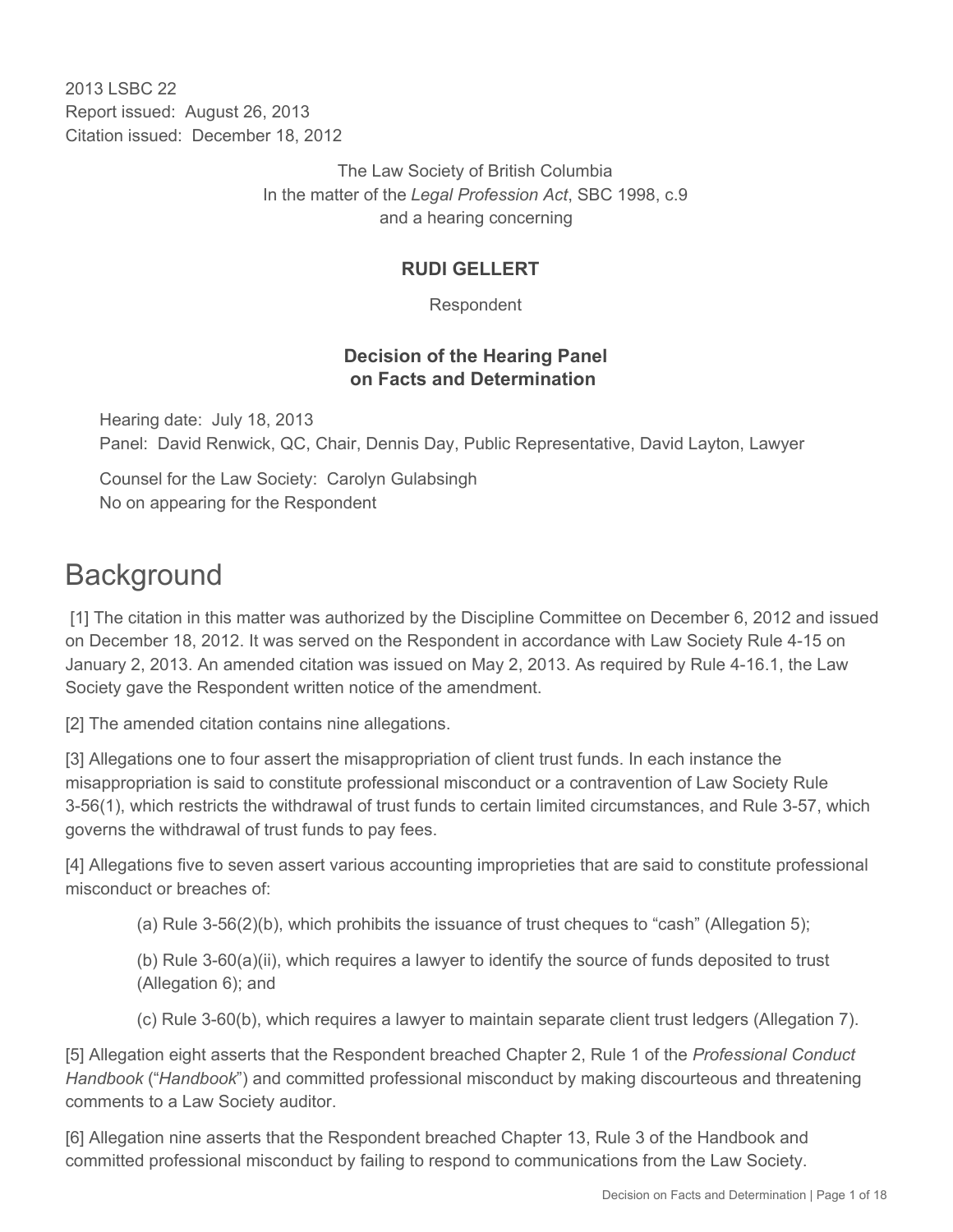2013 LSBC 22
Report issued: August 26, 2013
Citation issued: December 18, 2012

The Law Society of British Columbia
In the matter of the *Legal Profession Act*, SBC 1998, c.9
and a hearing concerning

**RUDI GELLERT**

Respondent

**Decision of the Hearing Panel on Facts and Determination**

Hearing date: July 18, 2013
Panel: David Renwick, QC, Chair, Dennis Day, Public Representative, David Layton, Lawyer

Counsel for the Law Society: Carolyn Gulabsingh
No on appearing for the Respondent

# Background

[1] The citation in this matter was authorized by the Discipline Committee on December 6, 2012 and issued on December 18, 2012. It was served on the Respondent in accordance with Law Society Rule 4-15 on January 2, 2013. An amended citation was issued on May 2, 2013. As required by Rule 4-16.1, the Law Society gave the Respondent written notice of the amendment.

[2] The amended citation contains nine allegations.

[3] Allegations one to four assert the misappropriation of client trust funds. In each instance the misappropriation is said to constitute professional misconduct or a contravention of Law Society Rule 3-56(1), which restricts the withdrawal of trust funds to certain limited circumstances, and Rule 3-57, which governs the withdrawal of trust funds to pay fees.

[4] Allegations five to seven assert various accounting improprieties that are said to constitute professional misconduct or breaches of:

> (a) Rule 3-56(2)(b), which prohibits the issuance of trust cheques to "cash" (Allegation 5);
>
> (b) Rule 3-60(a)(ii), which requires a lawyer to identify the source of funds deposited to trust (Allegation 6); and
>
> (c) Rule 3-60(b), which requires a lawyer to maintain separate client trust ledgers (Allegation 7).

[5] Allegation eight asserts that the Respondent breached Chapter 2, Rule 1 of the *Professional Conduct Handbook* ("*Handbook*") and committed professional misconduct by making discourteous and threatening comments to a Law Society auditor.

[6] Allegation nine asserts that the Respondent breached Chapter 13, Rule 3 of the Handbook and committed professional misconduct by failing to respond to communications from the Law Society.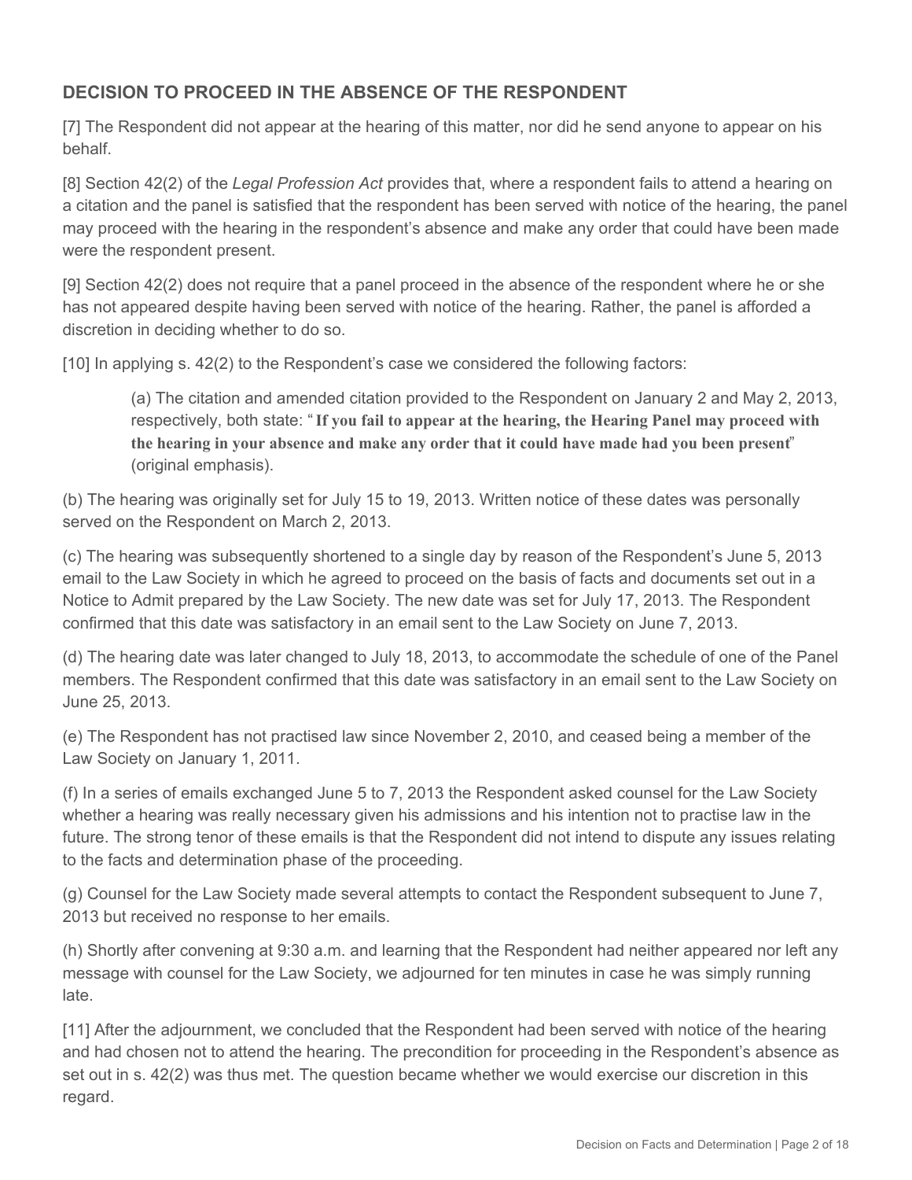## DECISION TO PROCEED IN THE ABSENCE OF THE RESPONDENT

[7] The Respondent did not appear at the hearing of this matter, nor did he send anyone to appear on his behalf.

[8] Section 42(2) of the *Legal Profession Act* provides that, where a respondent fails to attend a hearing on a citation and the panel is satisfied that the respondent has been served with notice of the hearing, the panel may proceed with the hearing in the respondent's absence and make any order that could have been made were the respondent present.

[9] Section 42(2) does not require that a panel proceed in the absence of the respondent where he or she has not appeared despite having been served with notice of the hearing. Rather, the panel is afforded a discretion in deciding whether to do so.

[10] In applying s. 42(2) to the Respondent's case we considered the following factors:

> (a) The citation and amended citation provided to the Respondent on January 2 and May 2, 2013, respectively, both state: "**If you fail to appear at the hearing, the Hearing Panel may proceed with the hearing in your absence and make any order that it could have made had you been present**" (original emphasis).

(b) The hearing was originally set for July 15 to 19, 2013. Written notice of these dates was personally served on the Respondent on March 2, 2013.

(c) The hearing was subsequently shortened to a single day by reason of the Respondent's June 5, 2013 email to the Law Society in which he agreed to proceed on the basis of facts and documents set out in a Notice to Admit prepared by the Law Society. The new date was set for July 17, 2013. The Respondent confirmed that this date was satisfactory in an email sent to the Law Society on June 7, 2013.

(d) The hearing date was later changed to July 18, 2013, to accommodate the schedule of one of the Panel members. The Respondent confirmed that this date was satisfactory in an email sent to the Law Society on June 25, 2013.

(e) The Respondent has not practised law since November 2, 2010, and ceased being a member of the Law Society on January 1, 2011.

(f) In a series of emails exchanged June 5 to 7, 2013 the Respondent asked counsel for the Law Society whether a hearing was really necessary given his admissions and his intention not to practise law in the future. The strong tenor of these emails is that the Respondent did not intend to dispute any issues relating to the facts and determination phase of the proceeding.

(g) Counsel for the Law Society made several attempts to contact the Respondent subsequent to June 7, 2013 but received no response to her emails.

(h) Shortly after convening at 9:30 a.m. and learning that the Respondent had neither appeared nor left any message with counsel for the Law Society, we adjourned for ten minutes in case he was simply running late.

[11] After the adjournment, we concluded that the Respondent had been served with notice of the hearing and had chosen not to attend the hearing. The precondition for proceeding in the Respondent's absence as set out in s. 42(2) was thus met. The question became whether we would exercise our discretion in this regard.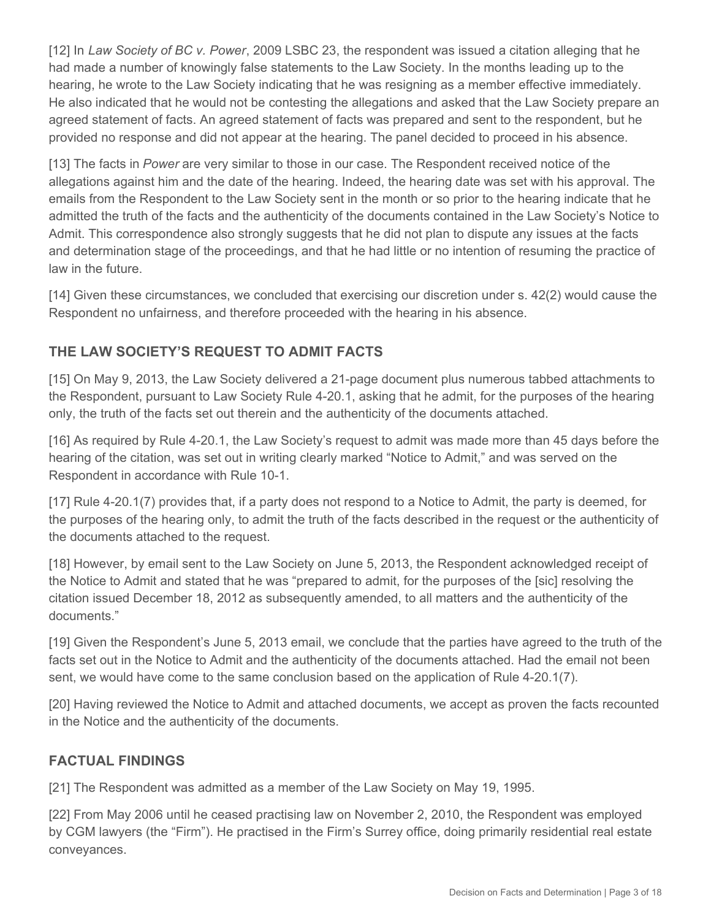[12] In *Law Society of BC v. Power*, 2009 LSBC 23, the respondent was issued a citation alleging that he had made a number of knowingly false statements to the Law Society. In the months leading up to the hearing, he wrote to the Law Society indicating that he was resigning as a member effective immediately. He also indicated that he would not be contesting the allegations and asked that the Law Society prepare an agreed statement of facts. An agreed statement of facts was prepared and sent to the respondent, but he provided no response and did not appear at the hearing. The panel decided to proceed in his absence.

[13] The facts in *Power* are very similar to those in our case. The Respondent received notice of the allegations against him and the date of the hearing. Indeed, the hearing date was set with his approval. The emails from the Respondent to the Law Society sent in the month or so prior to the hearing indicate that he admitted the truth of the facts and the authenticity of the documents contained in the Law Society's Notice to Admit. This correspondence also strongly suggests that he did not plan to dispute any issues at the facts and determination stage of the proceedings, and that he had little or no intention of resuming the practice of law in the future.

[14] Given these circumstances, we concluded that exercising our discretion under s. 42(2) would cause the Respondent no unfairness, and therefore proceeded with the hearing in his absence.

## THE LAW SOCIETY'S REQUEST TO ADMIT FACTS

[15] On May 9, 2013, the Law Society delivered a 21-page document plus numerous tabbed attachments to the Respondent, pursuant to Law Society Rule 4-20.1, asking that he admit, for the purposes of the hearing only, the truth of the facts set out therein and the authenticity of the documents attached.

[16] As required by Rule 4-20.1, the Law Society's request to admit was made more than 45 days before the hearing of the citation, was set out in writing clearly marked "Notice to Admit," and was served on the Respondent in accordance with Rule 10-1.

[17] Rule 4-20.1(7) provides that, if a party does not respond to a Notice to Admit, the party is deemed, for the purposes of the hearing only, to admit the truth of the facts described in the request or the authenticity of the documents attached to the request.

[18] However, by email sent to the Law Society on June 5, 2013, the Respondent acknowledged receipt of the Notice to Admit and stated that he was "prepared to admit, for the purposes of the [sic] resolving the citation issued December 18, 2012 as subsequently amended, to all matters and the authenticity of the documents."

[19] Given the Respondent's June 5, 2013 email, we conclude that the parties have agreed to the truth of the facts set out in the Notice to Admit and the authenticity of the documents attached. Had the email not been sent, we would have come to the same conclusion based on the application of Rule 4-20.1(7).

[20] Having reviewed the Notice to Admit and attached documents, we accept as proven the facts recounted in the Notice and the authenticity of the documents.

## FACTUAL FINDINGS

[21] The Respondent was admitted as a member of the Law Society on May 19, 1995.

[22] From May 2006 until he ceased practising law on November 2, 2010, the Respondent was employed by CGM lawyers (the "Firm"). He practised in the Firm's Surrey office, doing primarily residential real estate conveyances.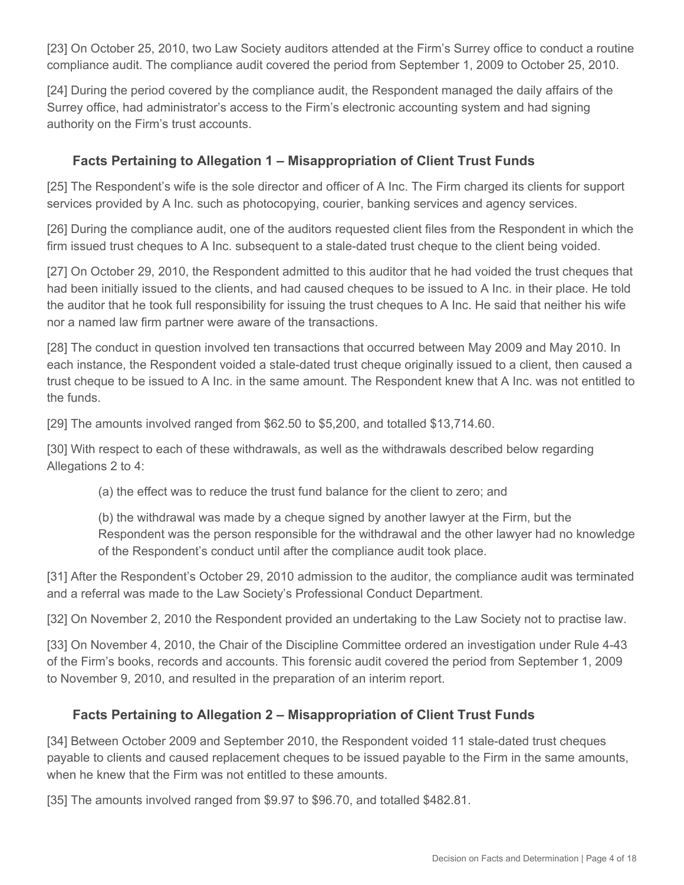[23] On October 25, 2010, two Law Society auditors attended at the Firm's Surrey office to conduct a routine compliance audit. The compliance audit covered the period from September 1, 2009 to October 25, 2010.

[24] During the period covered by the compliance audit, the Respondent managed the daily affairs of the Surrey office, had administrator's access to the Firm's electronic accounting system and had signing authority on the Firm's trust accounts.

### Facts Pertaining to Allegation 1 – Misappropriation of Client Trust Funds

[25] The Respondent's wife is the sole director and officer of A Inc. The Firm charged its clients for support services provided by A Inc. such as photocopying, courier, banking services and agency services.

[26] During the compliance audit, one of the auditors requested client files from the Respondent in which the firm issued trust cheques to A Inc. subsequent to a stale-dated trust cheque to the client being voided.

[27] On October 29, 2010, the Respondent admitted to this auditor that he had voided the trust cheques that had been initially issued to the clients, and had caused cheques to be issued to A Inc. in their place. He told the auditor that he took full responsibility for issuing the trust cheques to A Inc. He said that neither his wife nor a named law firm partner were aware of the transactions.

[28] The conduct in question involved ten transactions that occurred between May 2009 and May 2010. In each instance, the Respondent voided a stale-dated trust cheque originally issued to a client, then caused a trust cheque to be issued to A Inc. in the same amount. The Respondent knew that A Inc. was not entitled to the funds.

[29] The amounts involved ranged from $62.50 to $5,200, and totalled $13,714.60.

[30] With respect to each of these withdrawals, as well as the withdrawals described below regarding Allegations 2 to 4:

> (a) the effect was to reduce the trust fund balance for the client to zero; and
>
> (b) the withdrawal was made by a cheque signed by another lawyer at the Firm, but the Respondent was the person responsible for the withdrawal and the other lawyer had no knowledge of the Respondent's conduct until after the compliance audit took place.

[31] After the Respondent's October 29, 2010 admission to the auditor, the compliance audit was terminated and a referral was made to the Law Society's Professional Conduct Department.

[32] On November 2, 2010 the Respondent provided an undertaking to the Law Society not to practise law.

[33] On November 4, 2010, the Chair of the Discipline Committee ordered an investigation under Rule 4-43 of the Firm's books, records and accounts. This forensic audit covered the period from September 1, 2009 to November 9, 2010, and resulted in the preparation of an interim report.

### Facts Pertaining to Allegation 2 – Misappropriation of Client Trust Funds

[34] Between October 2009 and September 2010, the Respondent voided 11 stale-dated trust cheques payable to clients and caused replacement cheques to be issued payable to the Firm in the same amounts, when he knew that the Firm was not entitled to these amounts.

[35] The amounts involved ranged from $9.97 to $96.70, and totalled $482.81.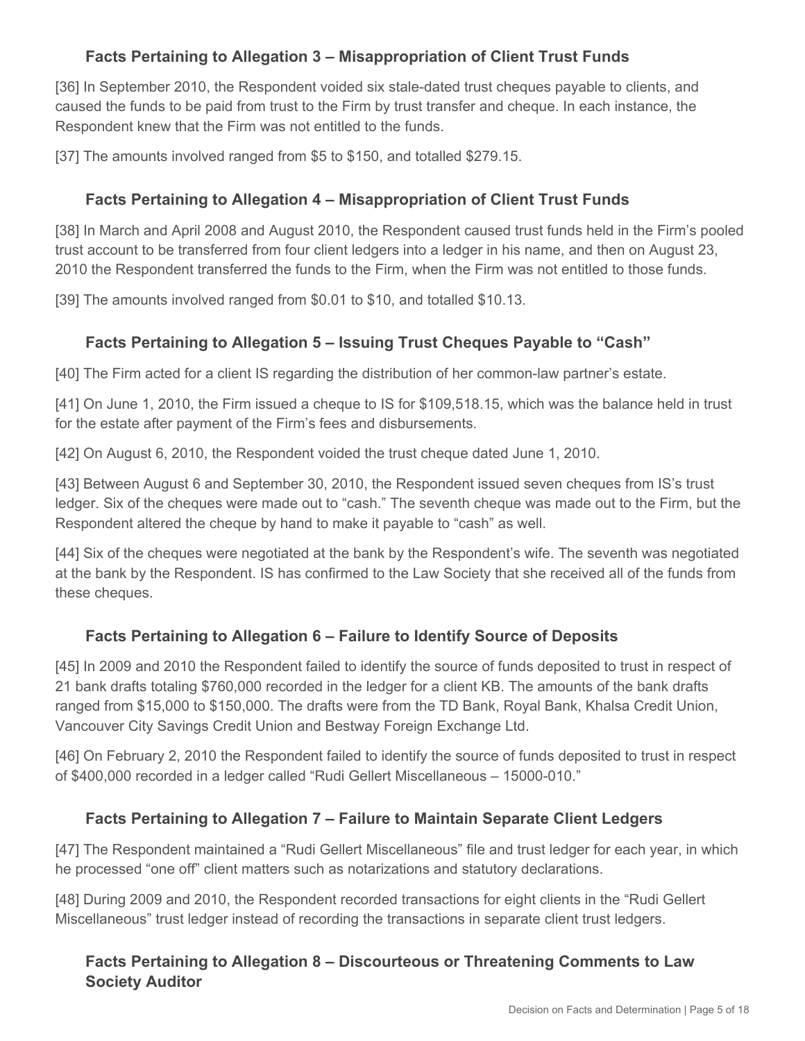### Facts Pertaining to Allegation 3 – Misappropriation of Client Trust Funds

[36] In September 2010, the Respondent voided six stale-dated trust cheques payable to clients, and caused the funds to be paid from trust to the Firm by trust transfer and cheque. In each instance, the Respondent knew that the Firm was not entitled to the funds.

[37] The amounts involved ranged from $5 to $150, and totalled $279.15.

### Facts Pertaining to Allegation 4 – Misappropriation of Client Trust Funds

[38] In March and April 2008 and August 2010, the Respondent caused trust funds held in the Firm's pooled trust account to be transferred from four client ledgers into a ledger in his name, and then on August 23, 2010 the Respondent transferred the funds to the Firm, when the Firm was not entitled to those funds.

[39] The amounts involved ranged from $0.01 to $10, and totalled $10.13.

### Facts Pertaining to Allegation 5 – Issuing Trust Cheques Payable to "Cash"

[40] The Firm acted for a client IS regarding the distribution of her common-law partner's estate.

[41] On June 1, 2010, the Firm issued a cheque to IS for $109,518.15, which was the balance held in trust for the estate after payment of the Firm's fees and disbursements.

[42] On August 6, 2010, the Respondent voided the trust cheque dated June 1, 2010.

[43] Between August 6 and September 30, 2010, the Respondent issued seven cheques from IS's trust ledger. Six of the cheques were made out to "cash." The seventh cheque was made out to the Firm, but the Respondent altered the cheque by hand to make it payable to "cash" as well.

[44] Six of the cheques were negotiated at the bank by the Respondent's wife. The seventh was negotiated at the bank by the Respondent. IS has confirmed to the Law Society that she received all of the funds from these cheques.

### Facts Pertaining to Allegation 6 – Failure to Identify Source of Deposits

[45] In 2009 and 2010 the Respondent failed to identify the source of funds deposited to trust in respect of 21 bank drafts totaling $760,000 recorded in the ledger for a client KB. The amounts of the bank drafts ranged from $15,000 to $150,000. The drafts were from the TD Bank, Royal Bank, Khalsa Credit Union, Vancouver City Savings Credit Union and Bestway Foreign Exchange Ltd.

[46] On February 2, 2010 the Respondent failed to identify the source of funds deposited to trust in respect of $400,000 recorded in a ledger called "Rudi Gellert Miscellaneous – 15000-010."

### Facts Pertaining to Allegation 7 – Failure to Maintain Separate Client Ledgers

[47] The Respondent maintained a "Rudi Gellert Miscellaneous" file and trust ledger for each year, in which he processed "one off" client matters such as notarizations and statutory declarations.

[48] During 2009 and 2010, the Respondent recorded transactions for eight clients in the "Rudi Gellert Miscellaneous" trust ledger instead of recording the transactions in separate client trust ledgers.

### Facts Pertaining to Allegation 8 – Discourteous or Threatening Comments to Law Society Auditor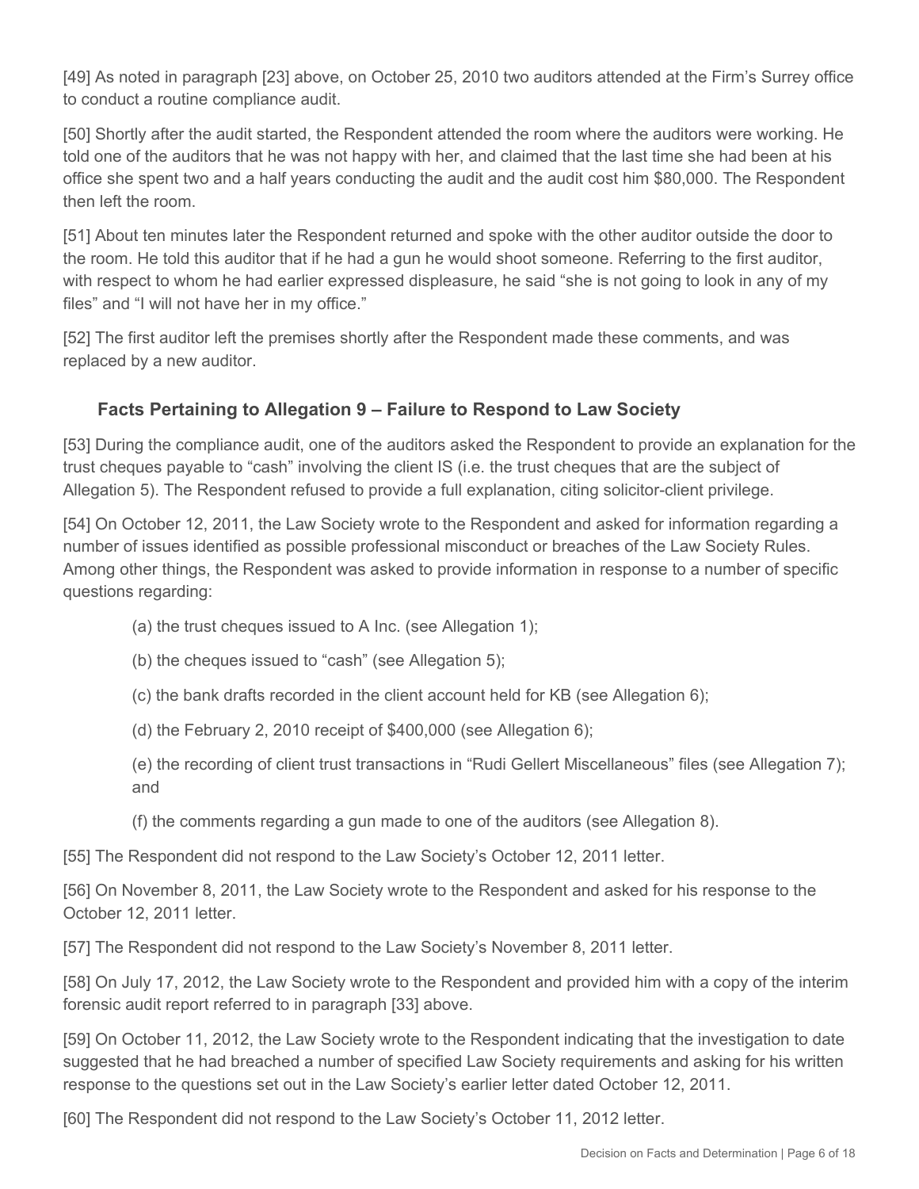[49] As noted in paragraph [23] above, on October 25, 2010 two auditors attended at the Firm's Surrey office to conduct a routine compliance audit.

[50] Shortly after the audit started, the Respondent attended the room where the auditors were working. He told one of the auditors that he was not happy with her, and claimed that the last time she had been at his office she spent two and a half years conducting the audit and the audit cost him $80,000. The Respondent then left the room.

[51] About ten minutes later the Respondent returned and spoke with the other auditor outside the door to the room. He told this auditor that if he had a gun he would shoot someone. Referring to the first auditor, with respect to whom he had earlier expressed displeasure, he said "she is not going to look in any of my files" and "I will not have her in my office."

[52] The first auditor left the premises shortly after the Respondent made these comments, and was replaced by a new auditor.

### Facts Pertaining to Allegation 9 – Failure to Respond to Law Society

[53] During the compliance audit, one of the auditors asked the Respondent to provide an explanation for the trust cheques payable to "cash" involving the client IS (i.e. the trust cheques that are the subject of Allegation 5). The Respondent refused to provide a full explanation, citing solicitor-client privilege.

[54] On October 12, 2011, the Law Society wrote to the Respondent and asked for information regarding a number of issues identified as possible professional misconduct or breaches of the Law Society Rules. Among other things, the Respondent was asked to provide information in response to a number of specific questions regarding:

(a) the trust cheques issued to A Inc. (see Allegation 1);

(b) the cheques issued to "cash" (see Allegation 5);

(c) the bank drafts recorded in the client account held for KB (see Allegation 6);

(d) the February 2, 2010 receipt of $400,000 (see Allegation 6);

(e) the recording of client trust transactions in "Rudi Gellert Miscellaneous" files (see Allegation 7); and

(f) the comments regarding a gun made to one of the auditors (see Allegation 8).

[55] The Respondent did not respond to the Law Society's October 12, 2011 letter.

[56] On November 8, 2011, the Law Society wrote to the Respondent and asked for his response to the October 12, 2011 letter.

[57] The Respondent did not respond to the Law Society's November 8, 2011 letter.

[58] On July 17, 2012, the Law Society wrote to the Respondent and provided him with a copy of the interim forensic audit report referred to in paragraph [33] above.

[59] On October 11, 2012, the Law Society wrote to the Respondent indicating that the investigation to date suggested that he had breached a number of specified Law Society requirements and asking for his written response to the questions set out in the Law Society's earlier letter dated October 12, 2011.

[60] The Respondent did not respond to the Law Society's October 11, 2012 letter.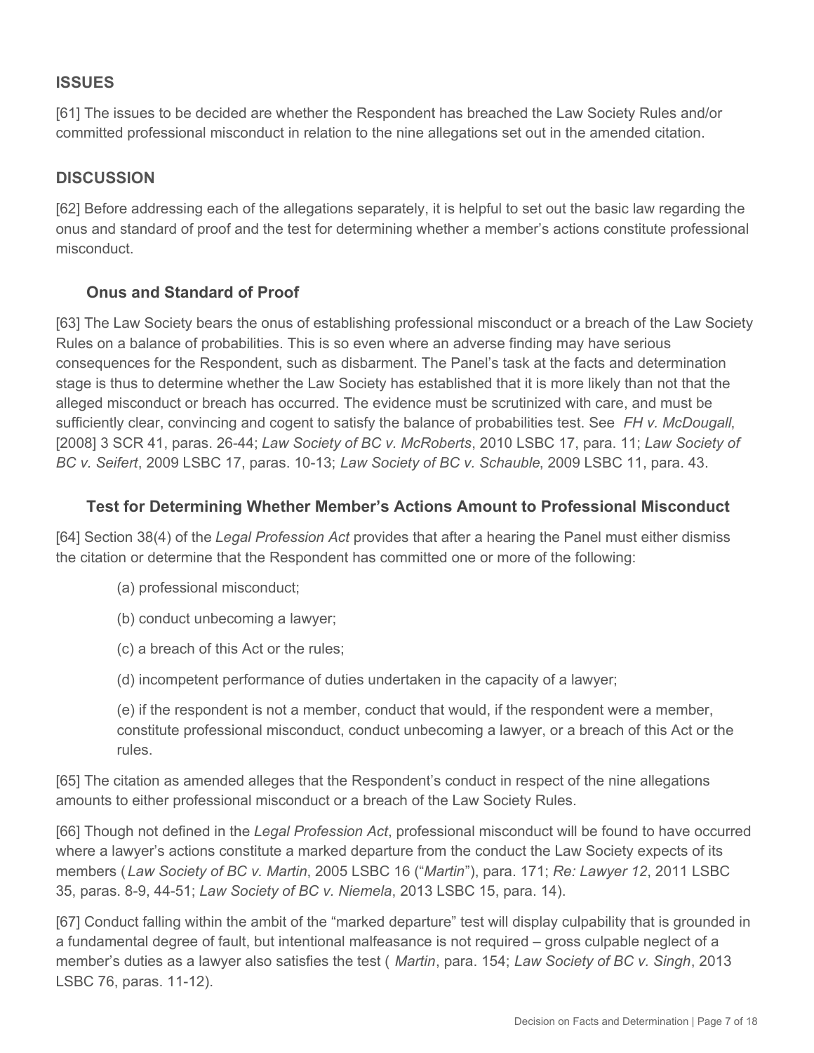## ISSUES

[61] The issues to be decided are whether the Respondent has breached the Law Society Rules and/or committed professional misconduct in relation to the nine allegations set out in the amended citation.

## DISCUSSION

[62] Before addressing each of the allegations separately, it is helpful to set out the basic law regarding the onus and standard of proof and the test for determining whether a member's actions constitute professional misconduct.

### Onus and Standard of Proof

[63] The Law Society bears the onus of establishing professional misconduct or a breach of the Law Society Rules on a balance of probabilities. This is so even where an adverse finding may have serious consequences for the Respondent, such as disbarment. The Panel's task at the facts and determination stage is thus to determine whether the Law Society has established that it is more likely than not that the alleged misconduct or breach has occurred. The evidence must be scrutinized with care, and must be sufficiently clear, convincing and cogent to satisfy the balance of probabilities test. See *FH v. McDougall*, [2008] 3 SCR 41, paras. 26-44; *Law Society of BC v. McRoberts*, 2010 LSBC 17, para. 11; *Law Society of BC v. Seifert*, 2009 LSBC 17, paras. 10-13; *Law Society of BC v. Schauble*, 2009 LSBC 11, para. 43.

### Test for Determining Whether Member's Actions Amount to Professional Misconduct

[64] Section 38(4) of the *Legal Profession Act* provides that after a hearing the Panel must either dismiss the citation or determine that the Respondent has committed one or more of the following:

> (a) professional misconduct;
>
> (b) conduct unbecoming a lawyer;
>
> (c) a breach of this Act or the rules;
>
> (d) incompetent performance of duties undertaken in the capacity of a lawyer;
>
> (e) if the respondent is not a member, conduct that would, if the respondent were a member, constitute professional misconduct, conduct unbecoming a lawyer, or a breach of this Act or the rules.

[65] The citation as amended alleges that the Respondent's conduct in respect of the nine allegations amounts to either professional misconduct or a breach of the Law Society Rules.

[66] Though not defined in the *Legal Profession Act*, professional misconduct will be found to have occurred where a lawyer's actions constitute a marked departure from the conduct the Law Society expects of its members (*Law Society of BC v. Martin*, 2005 LSBC 16 ("*Martin*"), para. 171; *Re: Lawyer 12*, 2011 LSBC 35, paras. 8-9, 44-51; *Law Society of BC v. Niemela*, 2013 LSBC 15, para. 14).

[67] Conduct falling within the ambit of the "marked departure" test will display culpability that is grounded in a fundamental degree of fault, but intentional malfeasance is not required – gross culpable neglect of a member's duties as a lawyer also satisfies the test (*Martin*, para. 154; *Law Society of BC v. Singh*, 2013 LSBC 76, paras. 11-12).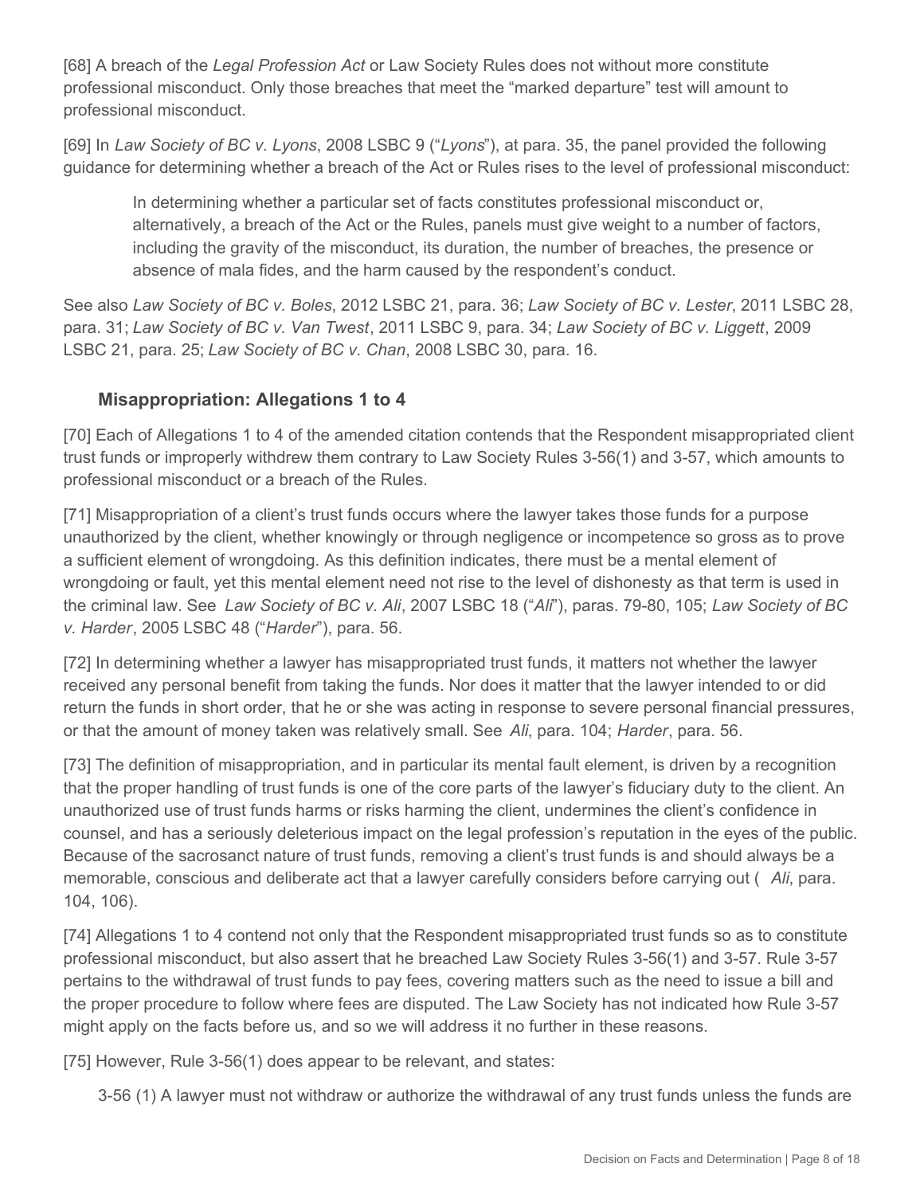[68] A breach of the *Legal Profession Act* or Law Society Rules does not without more constitute professional misconduct. Only those breaches that meet the "marked departure" test will amount to professional misconduct.

[69] In *Law Society of BC v. Lyons*, 2008 LSBC 9 ("*Lyons*"), at para. 35, the panel provided the following guidance for determining whether a breach of the Act or Rules rises to the level of professional misconduct:

> In determining whether a particular set of facts constitutes professional misconduct or, alternatively, a breach of the Act or the Rules, panels must give weight to a number of factors, including the gravity of the misconduct, its duration, the number of breaches, the presence or absence of mala fides, and the harm caused by the respondent's conduct.

See also *Law Society of BC v. Boles*, 2012 LSBC 21, para. 36; *Law Society of BC v. Lester*, 2011 LSBC 28, para. 31; *Law Society of BC v. Van Twest*, 2011 LSBC 9, para. 34; *Law Society of BC v. Liggett*, 2009 LSBC 21, para. 25; *Law Society of BC v. Chan*, 2008 LSBC 30, para. 16.

### Misappropriation: Allegations 1 to 4

[70] Each of Allegations 1 to 4 of the amended citation contends that the Respondent misappropriated client trust funds or improperly withdrew them contrary to Law Society Rules 3-56(1) and 3-57, which amounts to professional misconduct or a breach of the Rules.

[71] Misappropriation of a client's trust funds occurs where the lawyer takes those funds for a purpose unauthorized by the client, whether knowingly or through negligence or incompetence so gross as to prove a sufficient element of wrongdoing. As this definition indicates, there must be a mental element of wrongdoing or fault, yet this mental element need not rise to the level of dishonesty as that term is used in the criminal law. See *Law Society of BC v. Ali*, 2007 LSBC 18 ("*Ali*"), paras. 79-80, 105; *Law Society of BC v. Harder*, 2005 LSBC 48 ("*Harder*"), para. 56.

[72] In determining whether a lawyer has misappropriated trust funds, it matters not whether the lawyer received any personal benefit from taking the funds. Nor does it matter that the lawyer intended to or did return the funds in short order, that he or she was acting in response to severe personal financial pressures, or that the amount of money taken was relatively small. See *Ali*, para. 104; *Harder*, para. 56.

[73] The definition of misappropriation, and in particular its mental fault element, is driven by a recognition that the proper handling of trust funds is one of the core parts of the lawyer's fiduciary duty to the client. An unauthorized use of trust funds harms or risks harming the client, undermines the client's confidence in counsel, and has a seriously deleterious impact on the legal profession's reputation in the eyes of the public. Because of the sacrosanct nature of trust funds, removing a client's trust funds is and should always be a memorable, conscious and deliberate act that a lawyer carefully considers before carrying out ( *Ali*, para. 104, 106).

[74] Allegations 1 to 4 contend not only that the Respondent misappropriated trust funds so as to constitute professional misconduct, but also assert that he breached Law Society Rules 3-56(1) and 3-57. Rule 3-57 pertains to the withdrawal of trust funds to pay fees, covering matters such as the need to issue a bill and the proper procedure to follow where fees are disputed. The Law Society has not indicated how Rule 3-57 might apply on the facts before us, and so we will address it no further in these reasons.

[75] However, Rule 3-56(1) does appear to be relevant, and states:

> 3-56 (1) A lawyer must not withdraw or authorize the withdrawal of any trust funds unless the funds are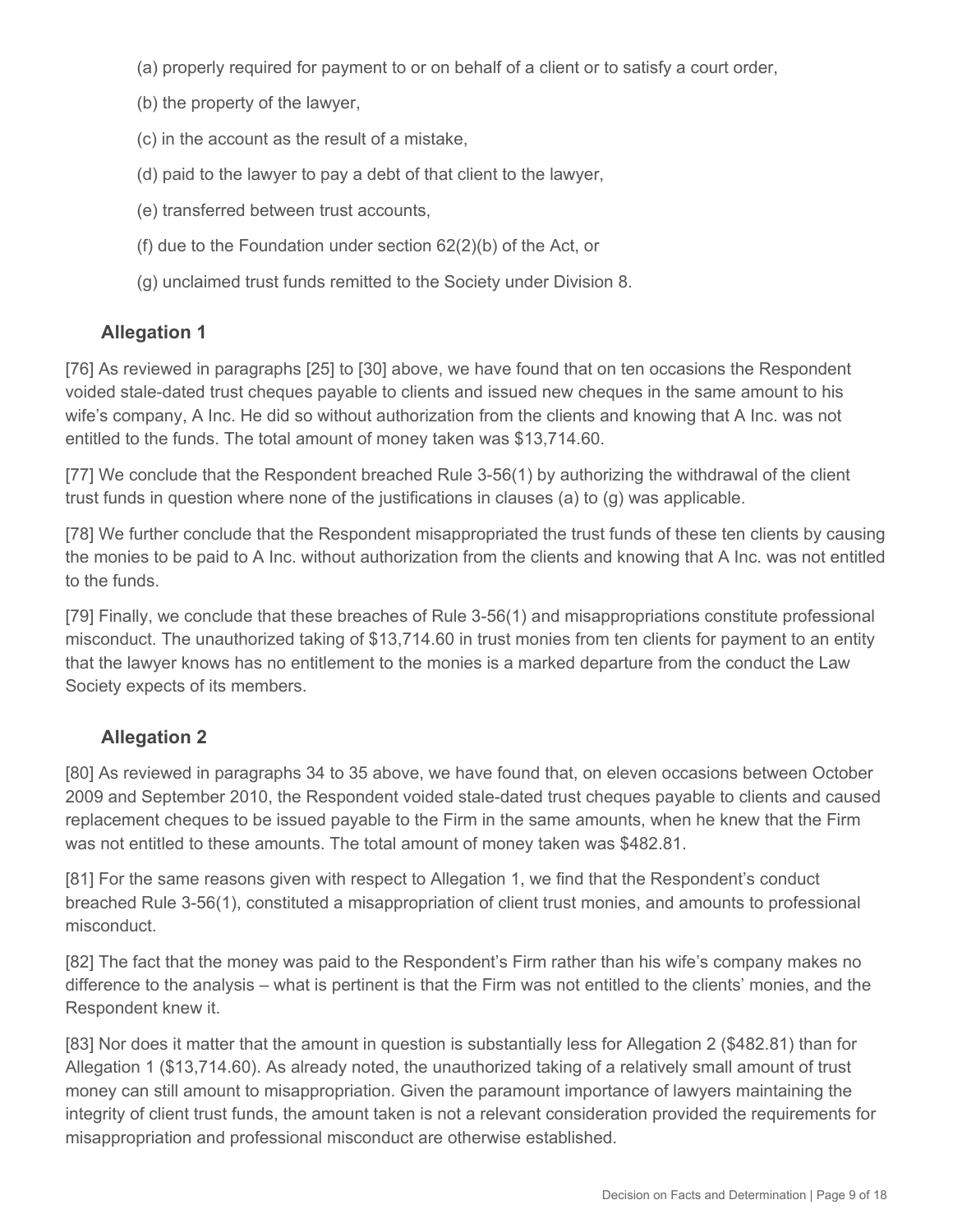(a) properly required for payment to or on behalf of a client or to satisfy a court order,

(b) the property of the lawyer,

(c) in the account as the result of a mistake,

(d) paid to the lawyer to pay a debt of that client to the lawyer,

(e) transferred between trust accounts,

(f) due to the Foundation under section 62(2)(b) of the Act, or

(g) unclaimed trust funds remitted to the Society under Division 8.

## Allegation 1

[76] As reviewed in paragraphs [25] to [30] above, we have found that on ten occasions the Respondent voided stale-dated trust cheques payable to clients and issued new cheques in the same amount to his wife's company, A Inc. He did so without authorization from the clients and knowing that A Inc. was not entitled to the funds. The total amount of money taken was $13,714.60.

[77] We conclude that the Respondent breached Rule 3-56(1) by authorizing the withdrawal of the client trust funds in question where none of the justifications in clauses (a) to (g) was applicable.

[78] We further conclude that the Respondent misappropriated the trust funds of these ten clients by causing the monies to be paid to A Inc. without authorization from the clients and knowing that A Inc. was not entitled to the funds.

[79] Finally, we conclude that these breaches of Rule 3-56(1) and misappropriations constitute professional misconduct. The unauthorized taking of $13,714.60 in trust monies from ten clients for payment to an entity that the lawyer knows has no entitlement to the monies is a marked departure from the conduct the Law Society expects of its members.

## Allegation 2

[80] As reviewed in paragraphs 34 to 35 above, we have found that, on eleven occasions between October 2009 and September 2010, the Respondent voided stale-dated trust cheques payable to clients and caused replacement cheques to be issued payable to the Firm in the same amounts, when he knew that the Firm was not entitled to these amounts. The total amount of money taken was $482.81.

[81] For the same reasons given with respect to Allegation 1, we find that the Respondent's conduct breached Rule 3-56(1), constituted a misappropriation of client trust monies, and amounts to professional misconduct.

[82] The fact that the money was paid to the Respondent's Firm rather than his wife's company makes no difference to the analysis – what is pertinent is that the Firm was not entitled to the clients' monies, and the Respondent knew it.

[83] Nor does it matter that the amount in question is substantially less for Allegation 2 ($482.81) than for Allegation 1 ($13,714.60). As already noted, the unauthorized taking of a relatively small amount of trust money can still amount to misappropriation. Given the paramount importance of lawyers maintaining the integrity of client trust funds, the amount taken is not a relevant consideration provided the requirements for misappropriation and professional misconduct are otherwise established.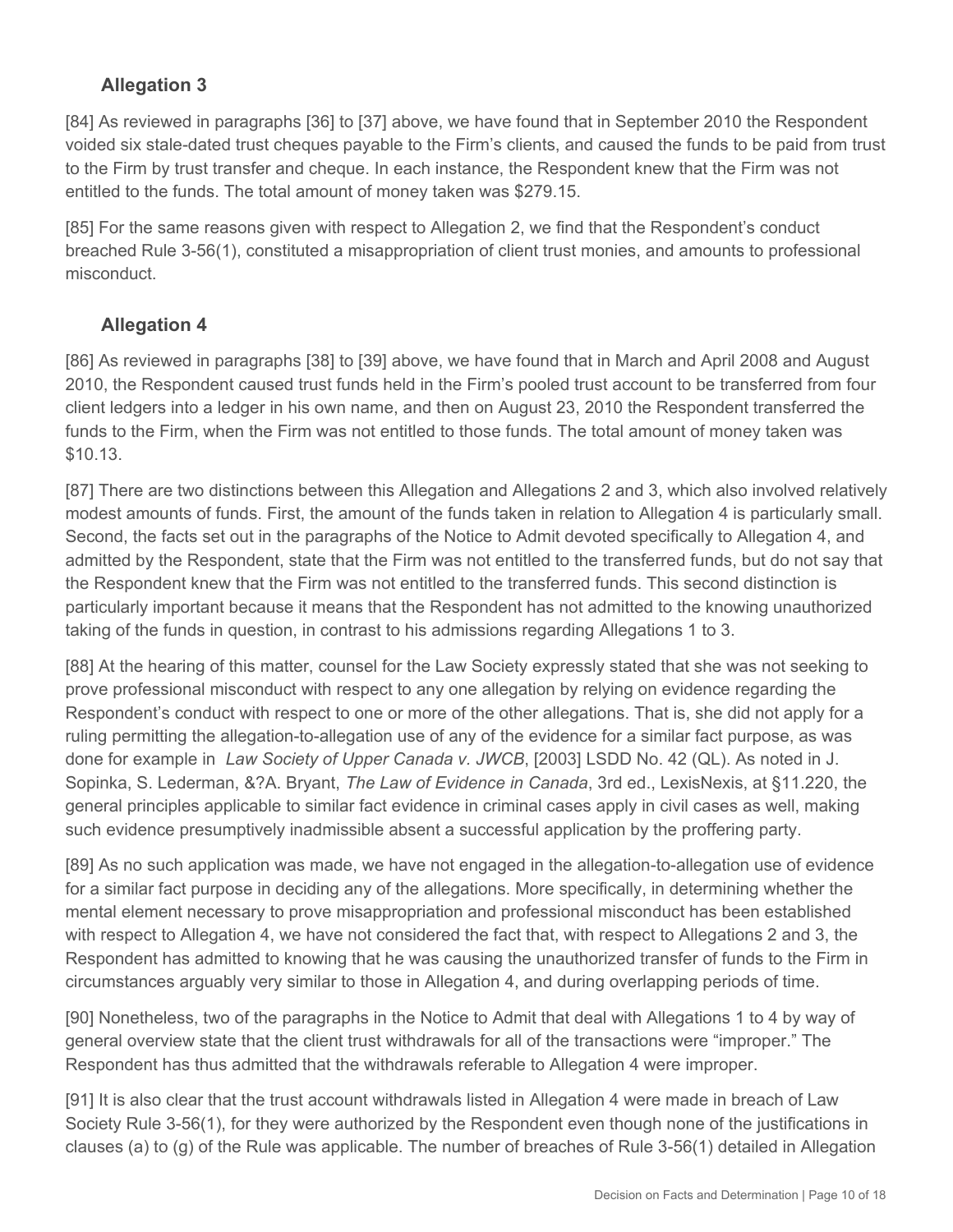## Allegation 3

[84] As reviewed in paragraphs [36] to [37] above, we have found that in September 2010 the Respondent voided six stale-dated trust cheques payable to the Firm's clients, and caused the funds to be paid from trust to the Firm by trust transfer and cheque. In each instance, the Respondent knew that the Firm was not entitled to the funds. The total amount of money taken was $279.15.

[85] For the same reasons given with respect to Allegation 2, we find that the Respondent's conduct breached Rule 3-56(1), constituted a misappropriation of client trust monies, and amounts to professional misconduct.

## Allegation 4

[86] As reviewed in paragraphs [38] to [39] above, we have found that in March and April 2008 and August 2010, the Respondent caused trust funds held in the Firm's pooled trust account to be transferred from four client ledgers into a ledger in his own name, and then on August 23, 2010 the Respondent transferred the funds to the Firm, when the Firm was not entitled to those funds. The total amount of money taken was $10.13.

[87] There are two distinctions between this Allegation and Allegations 2 and 3, which also involved relatively modest amounts of funds. First, the amount of the funds taken in relation to Allegation 4 is particularly small. Second, the facts set out in the paragraphs of the Notice to Admit devoted specifically to Allegation 4, and admitted by the Respondent, state that the Firm was not entitled to the transferred funds, but do not say that the Respondent knew that the Firm was not entitled to the transferred funds. This second distinction is particularly important because it means that the Respondent has not admitted to the knowing unauthorized taking of the funds in question, in contrast to his admissions regarding Allegations 1 to 3.

[88] At the hearing of this matter, counsel for the Law Society expressly stated that she was not seeking to prove professional misconduct with respect to any one allegation by relying on evidence regarding the Respondent's conduct with respect to one or more of the other allegations. That is, she did not apply for a ruling permitting the allegation-to-allegation use of any of the evidence for a similar fact purpose, as was done for example in *Law Society of Upper Canada v. JWCB*, [2003] LSDD No. 42 (QL). As noted in J. Sopinka, S. Lederman, &?A. Bryant, *The Law of Evidence in Canada*, 3rd ed., LexisNexis, at §11.220, the general principles applicable to similar fact evidence in criminal cases apply in civil cases as well, making such evidence presumptively inadmissible absent a successful application by the proffering party.

[89] As no such application was made, we have not engaged in the allegation-to-allegation use of evidence for a similar fact purpose in deciding any of the allegations. More specifically, in determining whether the mental element necessary to prove misappropriation and professional misconduct has been established with respect to Allegation 4, we have not considered the fact that, with respect to Allegations 2 and 3, the Respondent has admitted to knowing that he was causing the unauthorized transfer of funds to the Firm in circumstances arguably very similar to those in Allegation 4, and during overlapping periods of time.

[90] Nonetheless, two of the paragraphs in the Notice to Admit that deal with Allegations 1 to 4 by way of general overview state that the client trust withdrawals for all of the transactions were "improper." The Respondent has thus admitted that the withdrawals referable to Allegation 4 were improper.

[91] It is also clear that the trust account withdrawals listed in Allegation 4 were made in breach of Law Society Rule 3-56(1), for they were authorized by the Respondent even though none of the justifications in clauses (a) to (g) of the Rule was applicable. The number of breaches of Rule 3-56(1) detailed in Allegation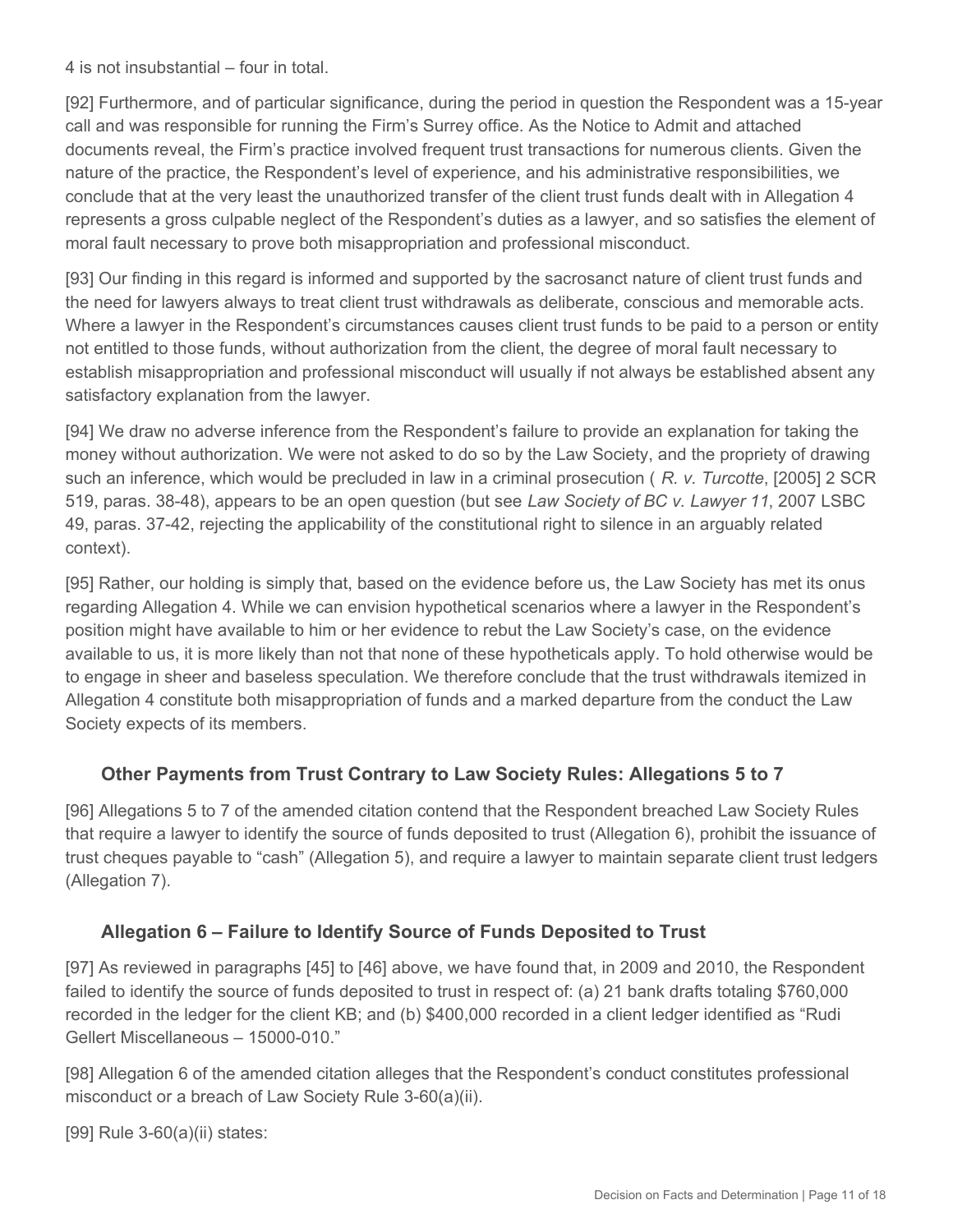4 is not insubstantial – four in total.

[92] Furthermore, and of particular significance, during the period in question the Respondent was a 15-year call and was responsible for running the Firm's Surrey office. As the Notice to Admit and attached documents reveal, the Firm's practice involved frequent trust transactions for numerous clients. Given the nature of the practice, the Respondent's level of experience, and his administrative responsibilities, we conclude that at the very least the unauthorized transfer of the client trust funds dealt with in Allegation 4 represents a gross culpable neglect of the Respondent's duties as a lawyer, and so satisfies the element of moral fault necessary to prove both misappropriation and professional misconduct.

[93] Our finding in this regard is informed and supported by the sacrosanct nature of client trust funds and the need for lawyers always to treat client trust withdrawals as deliberate, conscious and memorable acts. Where a lawyer in the Respondent's circumstances causes client trust funds to be paid to a person or entity not entitled to those funds, without authorization from the client, the degree of moral fault necessary to establish misappropriation and professional misconduct will usually if not always be established absent any satisfactory explanation from the lawyer.

[94] We draw no adverse inference from the Respondent's failure to provide an explanation for taking the money without authorization. We were not asked to do so by the Law Society, and the propriety of drawing such an inference, which would be precluded in law in a criminal prosecution ( *R. v. Turcotte*, [2005] 2 SCR 519, paras. 38-48), appears to be an open question (but see *Law Society of BC v. Lawyer 11*, 2007 LSBC 49, paras. 37-42, rejecting the applicability of the constitutional right to silence in an arguably related context).

[95] Rather, our holding is simply that, based on the evidence before us, the Law Society has met its onus regarding Allegation 4. While we can envision hypothetical scenarios where a lawyer in the Respondent's position might have available to him or her evidence to rebut the Law Society's case, on the evidence available to us, it is more likely than not that none of these hypotheticals apply. To hold otherwise would be to engage in sheer and baseless speculation. We therefore conclude that the trust withdrawals itemized in Allegation 4 constitute both misappropriation of funds and a marked departure from the conduct the Law Society expects of its members.

### Other Payments from Trust Contrary to Law Society Rules: Allegations 5 to 7

[96] Allegations 5 to 7 of the amended citation contend that the Respondent breached Law Society Rules that require a lawyer to identify the source of funds deposited to trust (Allegation 6), prohibit the issuance of trust cheques payable to "cash" (Allegation 5), and require a lawyer to maintain separate client trust ledgers (Allegation 7).

### Allegation 6 – Failure to Identify Source of Funds Deposited to Trust

[97] As reviewed in paragraphs [45] to [46] above, we have found that, in 2009 and 2010, the Respondent failed to identify the source of funds deposited to trust in respect of: (a) 21 bank drafts totaling $760,000 recorded in the ledger for the client KB; and (b) $400,000 recorded in a client ledger identified as "Rudi Gellert Miscellaneous – 15000-010."

[98] Allegation 6 of the amended citation alleges that the Respondent's conduct constitutes professional misconduct or a breach of Law Society Rule 3-60(a)(ii).

[99] Rule 3-60(a)(ii) states: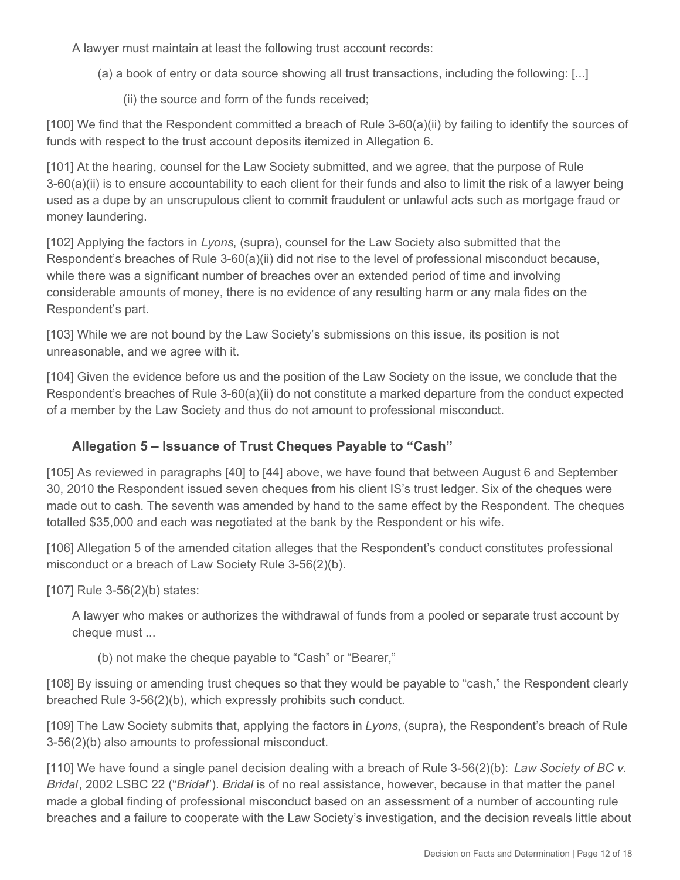> A lawyer must maintain at least the following trust account records:
>
> (a) a book of entry or data source showing all trust transactions, including the following: [...]
>
> (ii) the source and form of the funds received;

[100] We find that the Respondent committed a breach of Rule 3-60(a)(ii) by failing to identify the sources of funds with respect to the trust account deposits itemized in Allegation 6.

[101] At the hearing, counsel for the Law Society submitted, and we agree, that the purpose of Rule 3-60(a)(ii) is to ensure accountability to each client for their funds and also to limit the risk of a lawyer being used as a dupe by an unscrupulous client to commit fraudulent or unlawful acts such as mortgage fraud or money laundering.

[102] Applying the factors in *Lyons*, (supra), counsel for the Law Society also submitted that the Respondent's breaches of Rule 3-60(a)(ii) did not rise to the level of professional misconduct because, while there was a significant number of breaches over an extended period of time and involving considerable amounts of money, there is no evidence of any resulting harm or any mala fides on the Respondent's part.

[103] While we are not bound by the Law Society's submissions on this issue, its position is not unreasonable, and we agree with it.

[104] Given the evidence before us and the position of the Law Society on the issue, we conclude that the Respondent's breaches of Rule 3-60(a)(ii) do not constitute a marked departure from the conduct expected of a member by the Law Society and thus do not amount to professional misconduct.

### Allegation 5 – Issuance of Trust Cheques Payable to "Cash"

[105] As reviewed in paragraphs [40] to [44] above, we have found that between August 6 and September 30, 2010 the Respondent issued seven cheques from his client IS's trust ledger. Six of the cheques were made out to cash. The seventh was amended by hand to the same effect by the Respondent. The cheques totalled $35,000 and each was negotiated at the bank by the Respondent or his wife.

[106] Allegation 5 of the amended citation alleges that the Respondent's conduct constitutes professional misconduct or a breach of Law Society Rule 3-56(2)(b).

[107] Rule 3-56(2)(b) states:

> A lawyer who makes or authorizes the withdrawal of funds from a pooled or separate trust account by cheque must ...
>
> (b) not make the cheque payable to "Cash" or "Bearer,"

[108] By issuing or amending trust cheques so that they would be payable to "cash," the Respondent clearly breached Rule 3-56(2)(b), which expressly prohibits such conduct.

[109] The Law Society submits that, applying the factors in *Lyons*, (supra), the Respondent's breach of Rule 3-56(2)(b) also amounts to professional misconduct.

[110] We have found a single panel decision dealing with a breach of Rule 3-56(2)(b): *Law Society of BC v. Bridal*, 2002 LSBC 22 ("*Bridal*"). *Bridal* is of no real assistance, however, because in that matter the panel made a global finding of professional misconduct based on an assessment of a number of accounting rule breaches and a failure to cooperate with the Law Society's investigation, and the decision reveals little about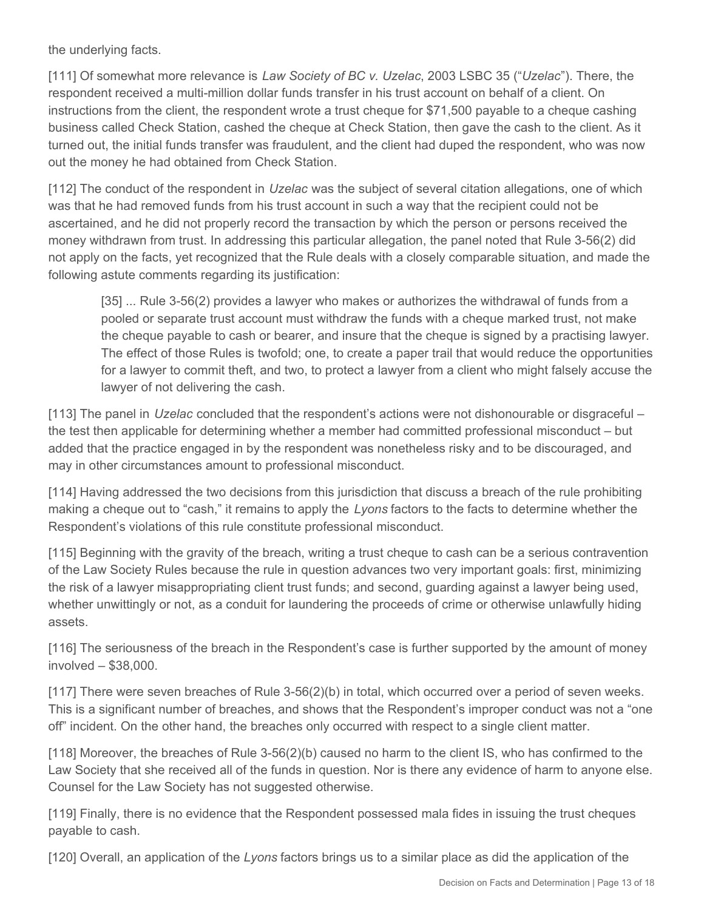the underlying facts.

[111] Of somewhat more relevance is *Law Society of BC v. Uzelac*, 2003 LSBC 35 ("*Uzelac*"). There, the respondent received a multi-million dollar funds transfer in his trust account on behalf of a client. On instructions from the client, the respondent wrote a trust cheque for $71,500 payable to a cheque cashing business called Check Station, cashed the cheque at Check Station, then gave the cash to the client. As it turned out, the initial funds transfer was fraudulent, and the client had duped the respondent, who was now out the money he had obtained from Check Station.

[112] The conduct of the respondent in *Uzelac* was the subject of several citation allegations, one of which was that he had removed funds from his trust account in such a way that the recipient could not be ascertained, and he did not properly record the transaction by which the person or persons received the money withdrawn from trust. In addressing this particular allegation, the panel noted that Rule 3-56(2) did not apply on the facts, yet recognized that the Rule deals with a closely comparable situation, and made the following astute comments regarding its justification:

> [35] ... Rule 3-56(2) provides a lawyer who makes or authorizes the withdrawal of funds from a pooled or separate trust account must withdraw the funds with a cheque marked trust, not make the cheque payable to cash or bearer, and insure that the cheque is signed by a practising lawyer. The effect of those Rules is twofold; one, to create a paper trail that would reduce the opportunities for a lawyer to commit theft, and two, to protect a lawyer from a client who might falsely accuse the lawyer of not delivering the cash.

[113] The panel in *Uzelac* concluded that the respondent's actions were not dishonourable or disgraceful – the test then applicable for determining whether a member had committed professional misconduct – but added that the practice engaged in by the respondent was nonetheless risky and to be discouraged, and may in other circumstances amount to professional misconduct.

[114] Having addressed the two decisions from this jurisdiction that discuss a breach of the rule prohibiting making a cheque out to "cash," it remains to apply the *Lyons* factors to the facts to determine whether the Respondent's violations of this rule constitute professional misconduct.

[115] Beginning with the gravity of the breach, writing a trust cheque to cash can be a serious contravention of the Law Society Rules because the rule in question advances two very important goals: first, minimizing the risk of a lawyer misappropriating client trust funds; and second, guarding against a lawyer being used, whether unwittingly or not, as a conduit for laundering the proceeds of crime or otherwise unlawfully hiding assets.

[116] The seriousness of the breach in the Respondent's case is further supported by the amount of money involved – $38,000.

[117] There were seven breaches of Rule 3-56(2)(b) in total, which occurred over a period of seven weeks. This is a significant number of breaches, and shows that the Respondent's improper conduct was not a "one off" incident. On the other hand, the breaches only occurred with respect to a single client matter.

[118] Moreover, the breaches of Rule 3-56(2)(b) caused no harm to the client IS, who has confirmed to the Law Society that she received all of the funds in question. Nor is there any evidence of harm to anyone else. Counsel for the Law Society has not suggested otherwise.

[119] Finally, there is no evidence that the Respondent possessed mala fides in issuing the trust cheques payable to cash.

[120] Overall, an application of the *Lyons* factors brings us to a similar place as did the application of the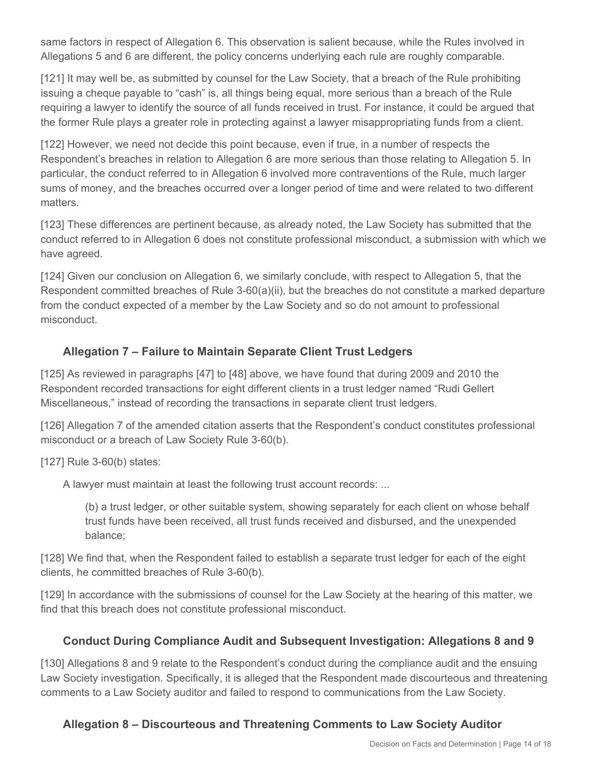same factors in respect of Allegation 6. This observation is salient because, while the Rules involved in Allegations 5 and 6 are different, the policy concerns underlying each rule are roughly comparable.

[121] It may well be, as submitted by counsel for the Law Society, that a breach of the Rule prohibiting issuing a cheque payable to "cash" is, all things being equal, more serious than a breach of the Rule requiring a lawyer to identify the source of all funds received in trust. For instance, it could be argued that the former Rule plays a greater role in protecting against a lawyer misappropriating funds from a client.

[122] However, we need not decide this point because, even if true, in a number of respects the Respondent's breaches in relation to Allegation 6 are more serious than those relating to Allegation 5. In particular, the conduct referred to in Allegation 6 involved more contraventions of the Rule, much larger sums of money, and the breaches occurred over a longer period of time and were related to two different matters.

[123] These differences are pertinent because, as already noted, the Law Society has submitted that the conduct referred to in Allegation 6 does not constitute professional misconduct, a submission with which we have agreed.

[124] Given our conclusion on Allegation 6, we similarly conclude, with respect to Allegation 5, that the Respondent committed breaches of Rule 3-60(a)(ii), but the breaches do not constitute a marked departure from the conduct expected of a member by the Law Society and so do not amount to professional misconduct.

### Allegation 7 – Failure to Maintain Separate Client Trust Ledgers

[125] As reviewed in paragraphs [47] to [48] above, we have found that during 2009 and 2010 the Respondent recorded transactions for eight different clients in a trust ledger named "Rudi Gellert Miscellaneous," instead of recording the transactions in separate client trust ledgers.

[126] Allegation 7 of the amended citation asserts that the Respondent's conduct constitutes professional misconduct or a breach of Law Society Rule 3-60(b).

[127] Rule 3-60(b) states:

> A lawyer must maintain at least the following trust account records: ...
>
> > (b) a trust ledger, or other suitable system, showing separately for each client on whose behalf trust funds have been received, all trust funds received and disbursed, and the unexpended balance;

[128] We find that, when the Respondent failed to establish a separate trust ledger for each of the eight clients, he committed breaches of Rule 3-60(b).

[129] In accordance with the submissions of counsel for the Law Society at the hearing of this matter, we find that this breach does not constitute professional misconduct.

### Conduct During Compliance Audit and Subsequent Investigation: Allegations 8 and 9

[130] Allegations 8 and 9 relate to the Respondent's conduct during the compliance audit and the ensuing Law Society investigation. Specifically, it is alleged that the Respondent made discourteous and threatening comments to a Law Society auditor and failed to respond to communications from the Law Society.

### Allegation 8 – Discourteous and Threatening Comments to Law Society Auditor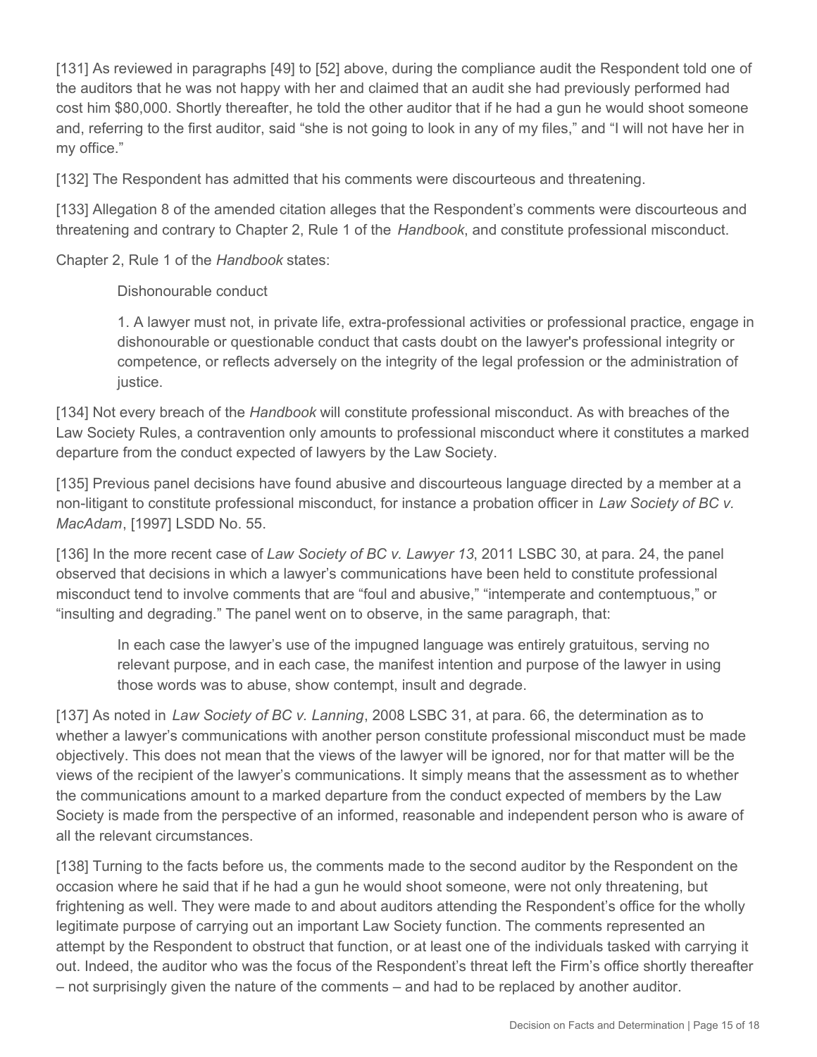[131] As reviewed in paragraphs [49] to [52] above, during the compliance audit the Respondent told one of the auditors that he was not happy with her and claimed that an audit she had previously performed had cost him $80,000. Shortly thereafter, he told the other auditor that if he had a gun he would shoot someone and, referring to the first auditor, said "she is not going to look in any of my files," and "I will not have her in my office."

[132] The Respondent has admitted that his comments were discourteous and threatening.

[133] Allegation 8 of the amended citation alleges that the Respondent's comments were discourteous and threatening and contrary to Chapter 2, Rule 1 of the *Handbook*, and constitute professional misconduct.

Chapter 2, Rule 1 of the *Handbook* states:

> Dishonourable conduct
>
> 1. A lawyer must not, in private life, extra-professional activities or professional practice, engage in dishonourable or questionable conduct that casts doubt on the lawyer's professional integrity or competence, or reflects adversely on the integrity of the legal profession or the administration of justice.

[134] Not every breach of the *Handbook* will constitute professional misconduct. As with breaches of the Law Society Rules, a contravention only amounts to professional misconduct where it constitutes a marked departure from the conduct expected of lawyers by the Law Society.

[135] Previous panel decisions have found abusive and discourteous language directed by a member at a non-litigant to constitute professional misconduct, for instance a probation officer in *Law Society of BC v. MacAdam*, [1997] LSDD No. 55.

[136] In the more recent case of *Law Society of BC v. Lawyer 13*, 2011 LSBC 30, at para. 24, the panel observed that decisions in which a lawyer's communications have been held to constitute professional misconduct tend to involve comments that are "foul and abusive," "intemperate and contemptuous," or "insulting and degrading." The panel went on to observe, in the same paragraph, that:

> In each case the lawyer's use of the impugned language was entirely gratuitous, serving no relevant purpose, and in each case, the manifest intention and purpose of the lawyer in using those words was to abuse, show contempt, insult and degrade.

[137] As noted in *Law Society of BC v. Lanning*, 2008 LSBC 31, at para. 66, the determination as to whether a lawyer's communications with another person constitute professional misconduct must be made objectively. This does not mean that the views of the lawyer will be ignored, nor for that matter will be the views of the recipient of the lawyer's communications. It simply means that the assessment as to whether the communications amount to a marked departure from the conduct expected of members by the Law Society is made from the perspective of an informed, reasonable and independent person who is aware of all the relevant circumstances.

[138] Turning to the facts before us, the comments made to the second auditor by the Respondent on the occasion where he said that if he had a gun he would shoot someone, were not only threatening, but frightening as well. They were made to and about auditors attending the Respondent's office for the wholly legitimate purpose of carrying out an important Law Society function. The comments represented an attempt by the Respondent to obstruct that function, or at least one of the individuals tasked with carrying it out. Indeed, the auditor who was the focus of the Respondent's threat left the Firm's office shortly thereafter – not surprisingly given the nature of the comments – and had to be replaced by another auditor.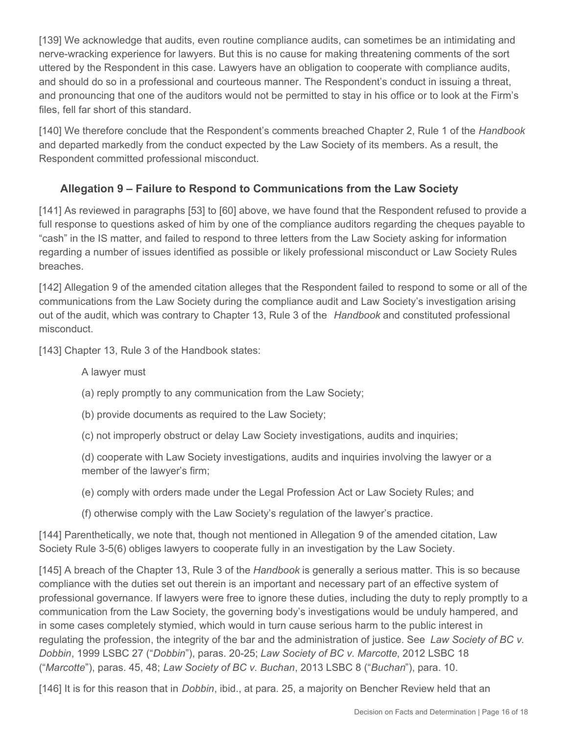[139] We acknowledge that audits, even routine compliance audits, can sometimes be an intimidating and nerve-wracking experience for lawyers. But this is no cause for making threatening comments of the sort uttered by the Respondent in this case. Lawyers have an obligation to cooperate with compliance audits, and should do so in a professional and courteous manner. The Respondent's conduct in issuing a threat, and pronouncing that one of the auditors would not be permitted to stay in his office or to look at the Firm's files, fell far short of this standard.

[140] We therefore conclude that the Respondent's comments breached Chapter 2, Rule 1 of the *Handbook* and departed markedly from the conduct expected by the Law Society of its members. As a result, the Respondent committed professional misconduct.

### Allegation 9 – Failure to Respond to Communications from the Law Society

[141] As reviewed in paragraphs [53] to [60] above, we have found that the Respondent refused to provide a full response to questions asked of him by one of the compliance auditors regarding the cheques payable to "cash" in the IS matter, and failed to respond to three letters from the Law Society asking for information regarding a number of issues identified as possible or likely professional misconduct or Law Society Rules breaches.

[142] Allegation 9 of the amended citation alleges that the Respondent failed to respond to some or all of the communications from the Law Society during the compliance audit and Law Society's investigation arising out of the audit, which was contrary to Chapter 13, Rule 3 of the *Handbook* and constituted professional misconduct.

[143] Chapter 13, Rule 3 of the Handbook states:

> A lawyer must
>
> (a) reply promptly to any communication from the Law Society;
>
> (b) provide documents as required to the Law Society;
>
> (c) not improperly obstruct or delay Law Society investigations, audits and inquiries;
>
> (d) cooperate with Law Society investigations, audits and inquiries involving the lawyer or a member of the lawyer's firm;
>
> (e) comply with orders made under the Legal Profession Act or Law Society Rules; and
>
> (f) otherwise comply with the Law Society's regulation of the lawyer's practice.

[144] Parenthetically, we note that, though not mentioned in Allegation 9 of the amended citation, Law Society Rule 3-5(6) obliges lawyers to cooperate fully in an investigation by the Law Society.

[145] A breach of the Chapter 13, Rule 3 of the *Handbook* is generally a serious matter. This is so because compliance with the duties set out therein is an important and necessary part of an effective system of professional governance. If lawyers were free to ignore these duties, including the duty to reply promptly to a communication from the Law Society, the governing body's investigations would be unduly hampered, and in some cases completely stymied, which would in turn cause serious harm to the public interest in regulating the profession, the integrity of the bar and the administration of justice. See *Law Society of BC v. Dobbin*, 1999 LSBC 27 ("*Dobbin*"), paras. 20-25; *Law Society of BC v. Marcotte*, 2012 LSBC 18 ("*Marcotte*"), paras. 45, 48; *Law Society of BC v. Buchan*, 2013 LSBC 8 ("*Buchan*"), para. 10.

[146] It is for this reason that in *Dobbin*, ibid., at para. 25, a majority on Bencher Review held that an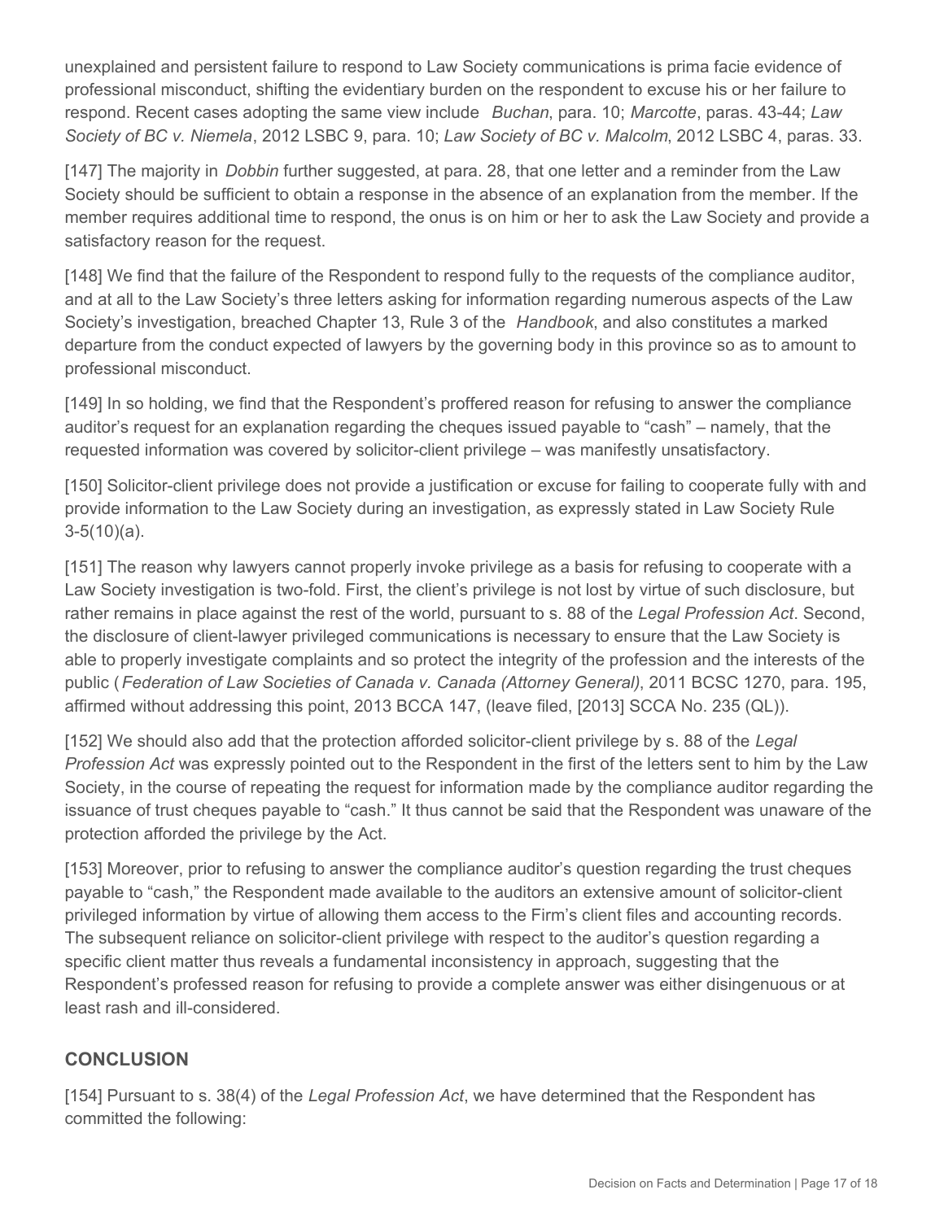unexplained and persistent failure to respond to Law Society communications is prima facie evidence of professional misconduct, shifting the evidentiary burden on the respondent to excuse his or her failure to respond. Recent cases adopting the same view include *Buchan*, para. 10; *Marcotte*, paras. 43-44; *Law Society of BC v. Niemela*, 2012 LSBC 9, para. 10; *Law Society of BC v. Malcolm*, 2012 LSBC 4, paras. 33.

[147] The majority in *Dobbin* further suggested, at para. 28, that one letter and a reminder from the Law Society should be sufficient to obtain a response in the absence of an explanation from the member. If the member requires additional time to respond, the onus is on him or her to ask the Law Society and provide a satisfactory reason for the request.

[148] We find that the failure of the Respondent to respond fully to the requests of the compliance auditor, and at all to the Law Society's three letters asking for information regarding numerous aspects of the Law Society's investigation, breached Chapter 13, Rule 3 of the *Handbook*, and also constitutes a marked departure from the conduct expected of lawyers by the governing body in this province so as to amount to professional misconduct.

[149] In so holding, we find that the Respondent's proffered reason for refusing to answer the compliance auditor's request for an explanation regarding the cheques issued payable to "cash" – namely, that the requested information was covered by solicitor-client privilege – was manifestly unsatisfactory.

[150] Solicitor-client privilege does not provide a justification or excuse for failing to cooperate fully with and provide information to the Law Society during an investigation, as expressly stated in Law Society Rule 3-5(10)(a).

[151] The reason why lawyers cannot properly invoke privilege as a basis for refusing to cooperate with a Law Society investigation is two-fold. First, the client's privilege is not lost by virtue of such disclosure, but rather remains in place against the rest of the world, pursuant to s. 88 of the *Legal Profession Act*. Second, the disclosure of client-lawyer privileged communications is necessary to ensure that the Law Society is able to properly investigate complaints and so protect the integrity of the profession and the interests of the public (*Federation of Law Societies of Canada v. Canada (Attorney General)*, 2011 BCSC 1270, para. 195, affirmed without addressing this point, 2013 BCCA 147, (leave filed, [2013] SCCA No. 235 (QL)).

[152] We should also add that the protection afforded solicitor-client privilege by s. 88 of the *Legal Profession Act* was expressly pointed out to the Respondent in the first of the letters sent to him by the Law Society, in the course of repeating the request for information made by the compliance auditor regarding the issuance of trust cheques payable to "cash." It thus cannot be said that the Respondent was unaware of the protection afforded the privilege by the Act.

[153] Moreover, prior to refusing to answer the compliance auditor's question regarding the trust cheques payable to "cash," the Respondent made available to the auditors an extensive amount of solicitor-client privileged information by virtue of allowing them access to the Firm's client files and accounting records. The subsequent reliance on solicitor-client privilege with respect to the auditor's question regarding a specific client matter thus reveals a fundamental inconsistency in approach, suggesting that the Respondent's professed reason for refusing to provide a complete answer was either disingenuous or at least rash and ill-considered.

## CONCLUSION

[154] Pursuant to s. 38(4) of the *Legal Profession Act*, we have determined that the Respondent has committed the following: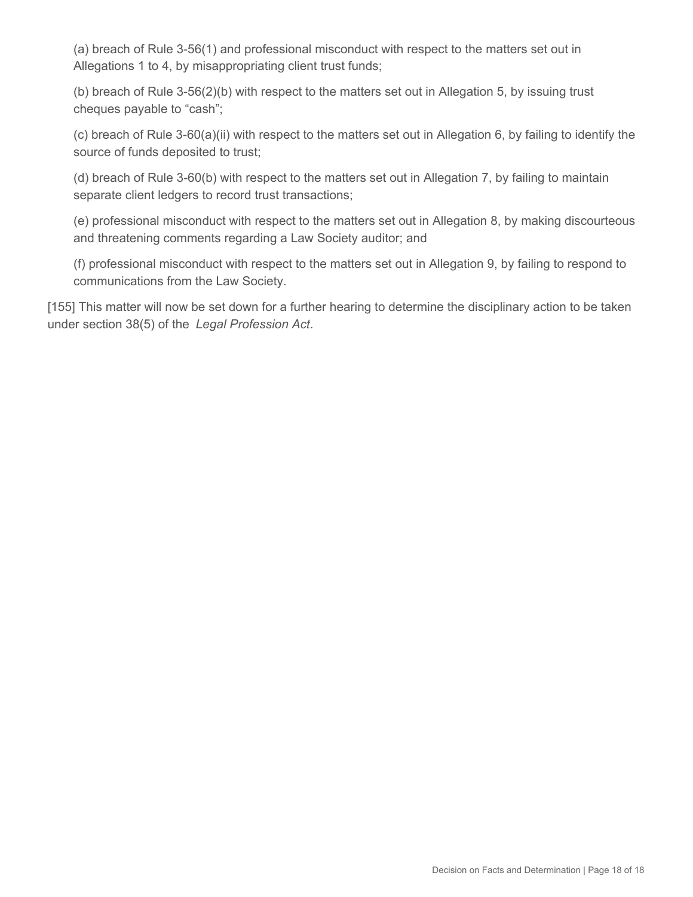(a) breach of Rule 3-56(1) and professional misconduct with respect to the matters set out in Allegations 1 to 4, by misappropriating client trust funds;

(b) breach of Rule 3-56(2)(b) with respect to the matters set out in Allegation 5, by issuing trust cheques payable to "cash";

(c) breach of Rule 3-60(a)(ii) with respect to the matters set out in Allegation 6, by failing to identify the source of funds deposited to trust;

(d) breach of Rule 3-60(b) with respect to the matters set out in Allegation 7, by failing to maintain separate client ledgers to record trust transactions;

(e) professional misconduct with respect to the matters set out in Allegation 8, by making discourteous and threatening comments regarding a Law Society auditor; and

(f) professional misconduct with respect to the matters set out in Allegation 9, by failing to respond to communications from the Law Society.

[155] This matter will now be set down for a further hearing to determine the disciplinary action to be taken under section 38(5) of the *Legal Profession Act*.